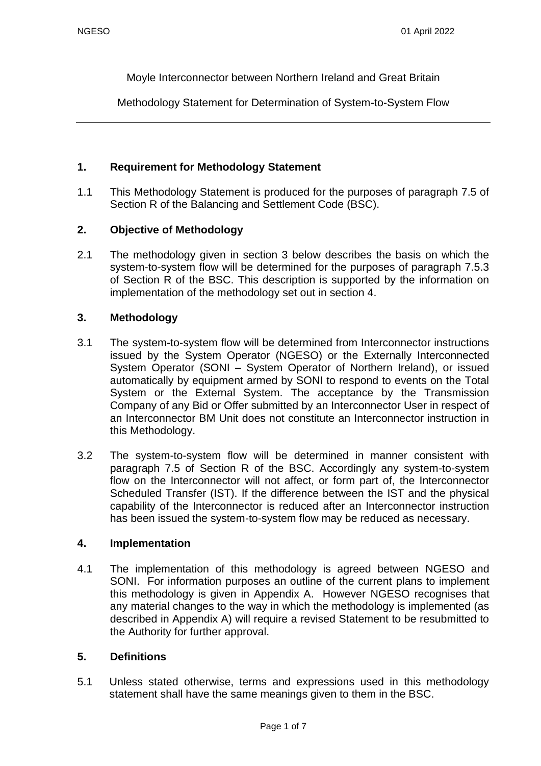Moyle Interconnector between Northern Ireland and Great Britain

Methodology Statement for Determination of System-to-System Flow

---

## 1. Requirement for Methodology Statement

1.1 This Methodology Statement is produced for the purposes of paragraph 7.5 of Section R of the Balancing and Settlement Code (BSC).

## 2. Objective of Methodology

2.1 The methodology given in section 3 below describes the basis on which the system-to-system flow will be determined for the purposes of paragraph 7.5.3 of Section R of the BSC. This description is supported by the information on implementation of the methodology set out in section 4.

## 3. Methodology

3.1 The system-to-system flow will be determined from Interconnector instructions issued by the System Operator (NGESO) or the Externally Interconnected System Operator (SONI – System Operator of Northern Ireland), or issued automatically by equipment armed by SONI to respond to events on the Total System or the External System. The acceptance by the Transmission Company of any Bid or Offer submitted by an Interconnector User in respect of an Interconnector BM Unit does not constitute an Interconnector instruction in this Methodology.

3.2 The system-to-system flow will be determined in manner consistent with paragraph 7.5 of Section R of the BSC. Accordingly any system-to-system flow on the Interconnector will not affect, or form part of, the Interconnector Scheduled Transfer (IST). If the difference between the IST and the physical capability of the Interconnector is reduced after an Interconnector instruction has been issued the system-to-system flow may be reduced as necessary.

## 4. Implementation

4.1 The implementation of this methodology is agreed between NGESO and SONI. For information purposes an outline of the current plans to implement this methodology is given in Appendix A. However NGESO recognises that any material changes to the way in which the methodology is implemented (as described in Appendix A) will require a revised Statement to be resubmitted to the Authority for further approval.

## 5. Definitions

5.1 Unless stated otherwise, terms and expressions used in this methodology statement shall have the same meanings given to them in the BSC.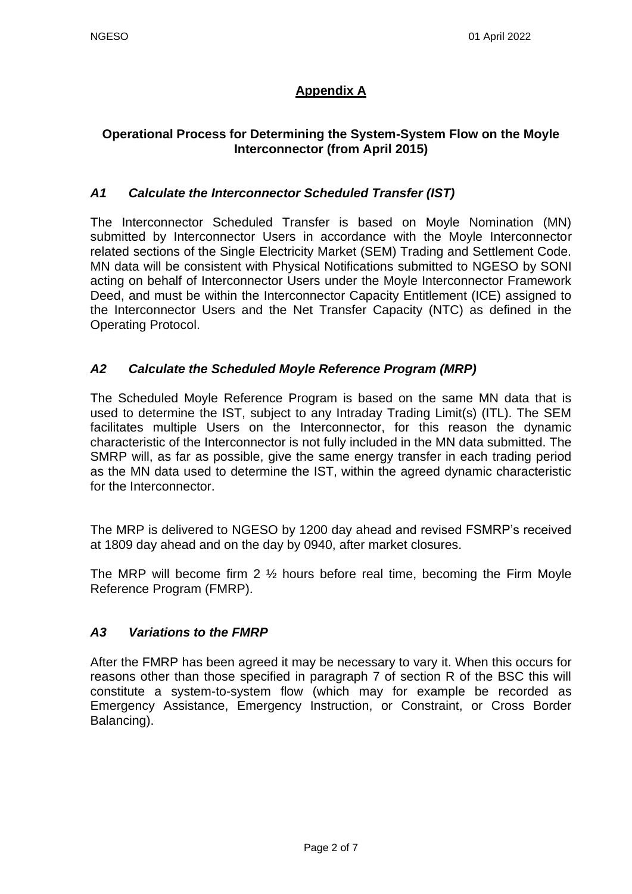# Appendix A

## Operational Process for Determining the System-System Flow on the Moyle Interconnector (from April 2015)

### *A1 Calculate the Interconnector Scheduled Transfer (IST)*

The Interconnector Scheduled Transfer is based on Moyle Nomination (MN) submitted by Interconnector Users in accordance with the Moyle Interconnector related sections of the Single Electricity Market (SEM) Trading and Settlement Code. MN data will be consistent with Physical Notifications submitted to NGESO by SONI acting on behalf of Interconnector Users under the Moyle Interconnector Framework Deed, and must be within the Interconnector Capacity Entitlement (ICE) assigned to the Interconnector Users and the Net Transfer Capacity (NTC) as defined in the Operating Protocol.

### *A2 Calculate the Scheduled Moyle Reference Program (MRP)*

The Scheduled Moyle Reference Program is based on the same MN data that is used to determine the IST, subject to any Intraday Trading Limit(s) (ITL). The SEM facilitates multiple Users on the Interconnector, for this reason the dynamic characteristic of the Interconnector is not fully included in the MN data submitted. The SMRP will, as far as possible, give the same energy transfer in each trading period as the MN data used to determine the IST, within the agreed dynamic characteristic for the Interconnector.

The MRP is delivered to NGESO by 1200 day ahead and revised FSMRP's received at 1809 day ahead and on the day by 0940, after market closures.

The MRP will become firm 2 ½ hours before real time, becoming the Firm Moyle Reference Program (FMRP).

### *A3 Variations to the FMRP*

After the FMRP has been agreed it may be necessary to vary it. When this occurs for reasons other than those specified in paragraph 7 of section R of the BSC this will constitute a system-to-system flow (which may for example be recorded as Emergency Assistance, Emergency Instruction, or Constraint, or Cross Border Balancing).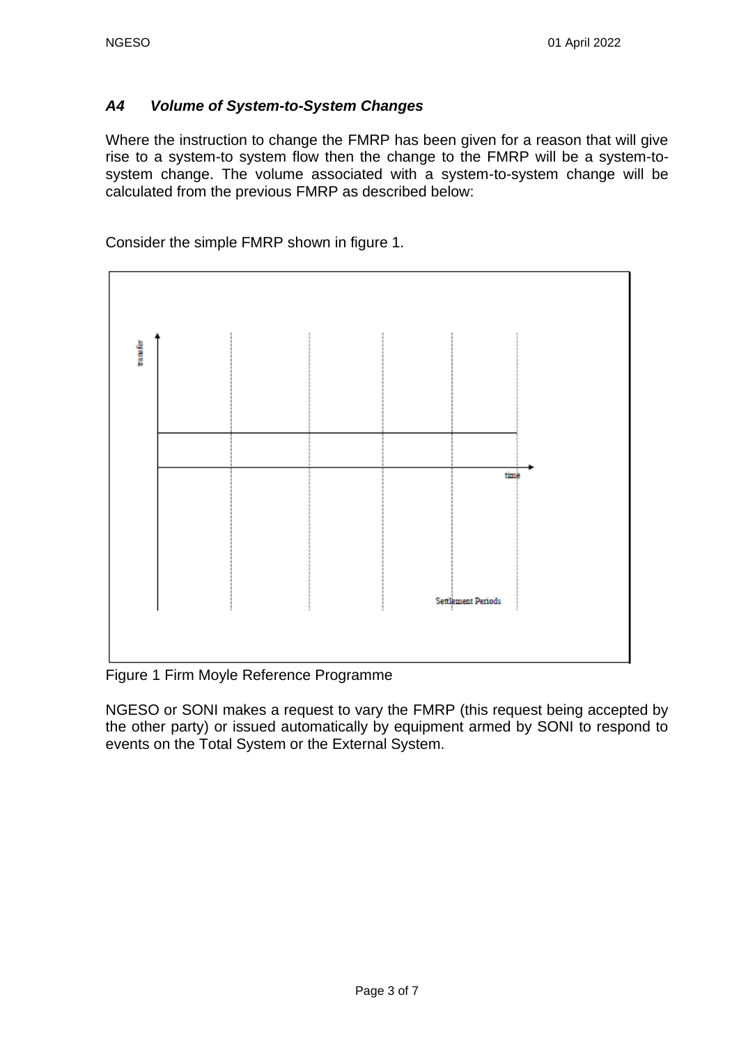### *A4 Volume of System-to-System Changes*

Where the instruction to change the FMRP has been given for a reason that will give rise to a system-to system flow then the change to the FMRP will be a system-to-system change. The volume associated with a system-to-system change will be calculated from the previous FMRP as described below:

Consider the simple FMRP shown in figure 1.

Figure 1 Firm Moyle Reference Programme

NGESO or SONI makes a request to vary the FMRP (this request being accepted by the other party) or issued automatically by equipment armed by SONI to respond to events on the Total System or the External System.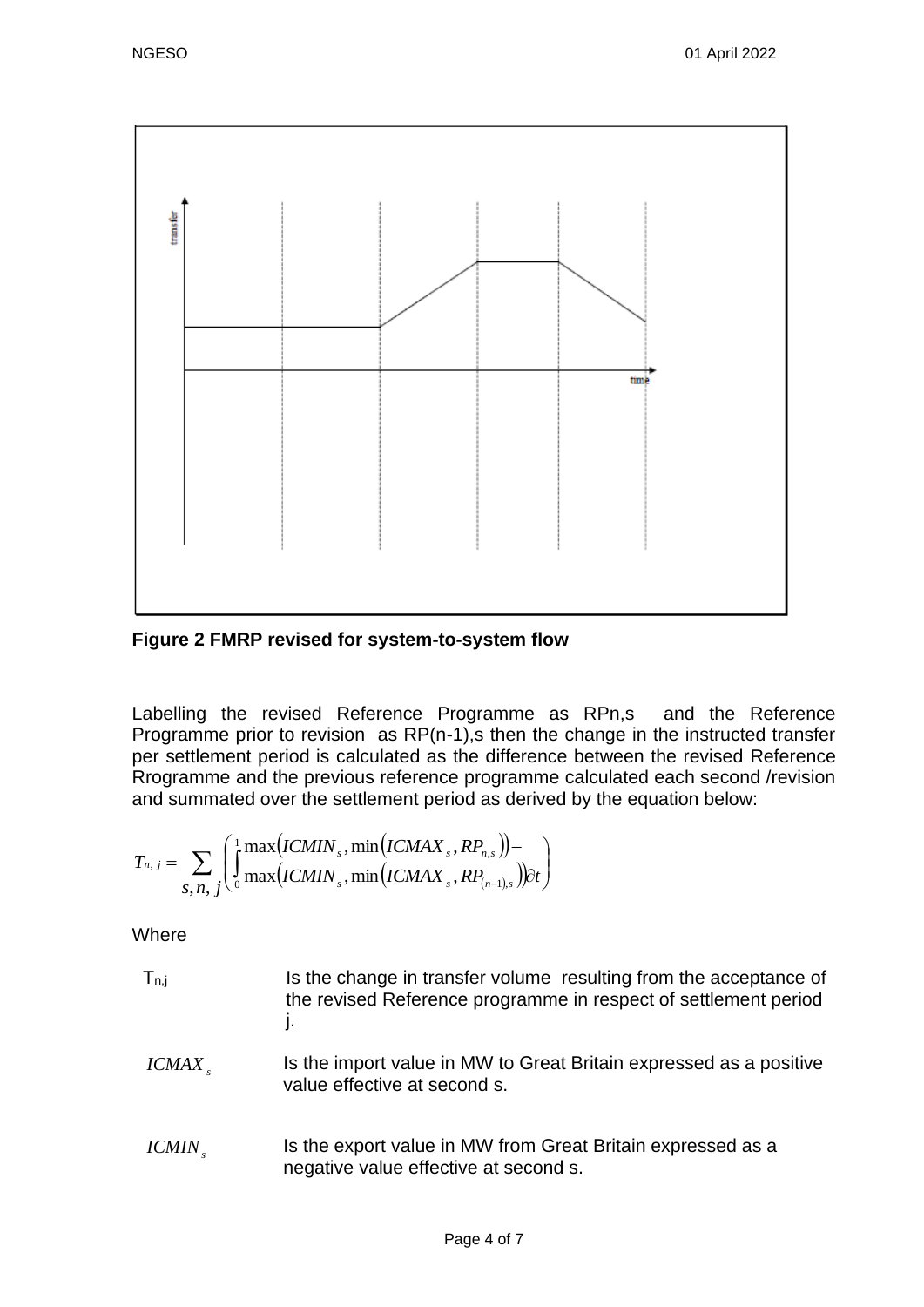**Figure 2 FMRP revised for system-to-system flow**

Labelling the revised Reference Programme as RPn,s and the Reference Programme prior to revision as RP(n-1),s then the change in the instructed transfer per settlement period is calculated as the difference between the revised Reference Rrogramme and the previous reference programme calculated each second /revision and summated over the settlement period as derived by the equation below:

$$T_{n,j} = \sum_{s,n,j} \left( \int_0^1 \max\left(ICMIN_s, \min\left(ICMAX_s, RP_{n,s}\right)\right) - \max\left(ICMIN_s, \min\left(ICMAX_s, RP_{(n-1),s}\right)\right) \partial t \right)$$

Where

| | |
|---|---|
| $T_{n,j}$ | Is the change in transfer volume resulting from the acceptance of the revised Reference programme in respect of settlement period j. |
| $ICMAX_s$ | Is the import value in MW to Great Britain expressed as a positive value effective at second s. |
| $ICMIN_s$ | Is the export value in MW from Great Britain expressed as a negative value effective at second s. |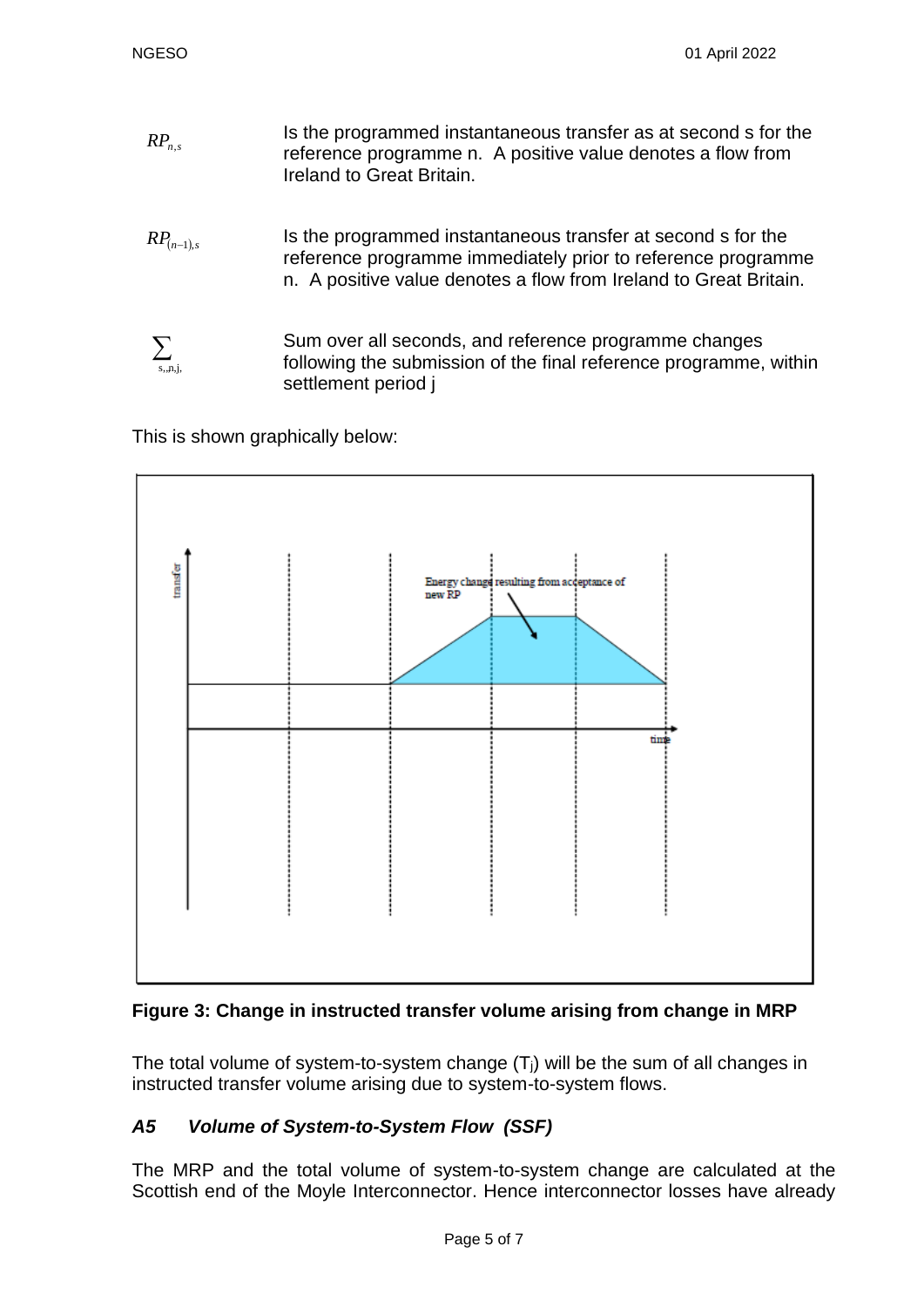| | |
|---|---|
| $RP_{n,s}$ | Is the programmed instantaneous transfer as at second s for the reference programme n. A positive value denotes a flow from Ireland to Great Britain. |
| $RP_{(n-1),s}$ | Is the programmed instantaneous transfer at second s for the reference programme immediately prior to reference programme n. A positive value denotes a flow from Ireland to Great Britain. |
| $\sum_{s,,n,j,}$ | Sum over all seconds, and reference programme changes following the submission of the final reference programme, within settlement period j |

This is shown graphically below:

**Figure 3: Change in instructed transfer volume arising from change in MRP**

The total volume of system-to-system change ($T_j$) will be the sum of all changes in instructed transfer volume arising due to system-to-system flows.

### *A5 Volume of System-to-System Flow (SSF)*

The MRP and the total volume of system-to-system change are calculated at the Scottish end of the Moyle Interconnector. Hence interconnector losses have already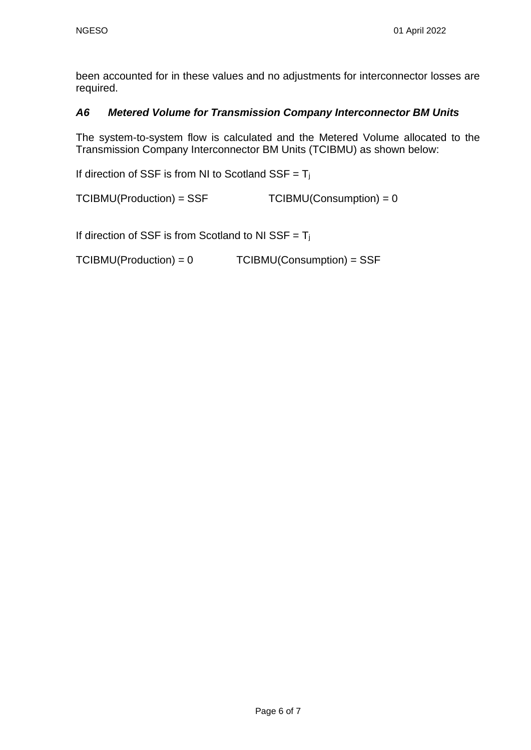been accounted for in these values and no adjustments for interconnector losses are required.

### *A6 Metered Volume for Transmission Company Interconnector BM Units*

The system-to-system flow is calculated and the Metered Volume allocated to the Transmission Company Interconnector BM Units (TCIBMU) as shown below:

If direction of SSF is from NI to Scotland SSF = $T_j$

TCIBMU(Production) = SSF TCIBMU(Consumption) = 0

If direction of SSF is from Scotland to NI SSF = $T_j$

TCIBMU(Production) = 0 TCIBMU(Consumption) = SSF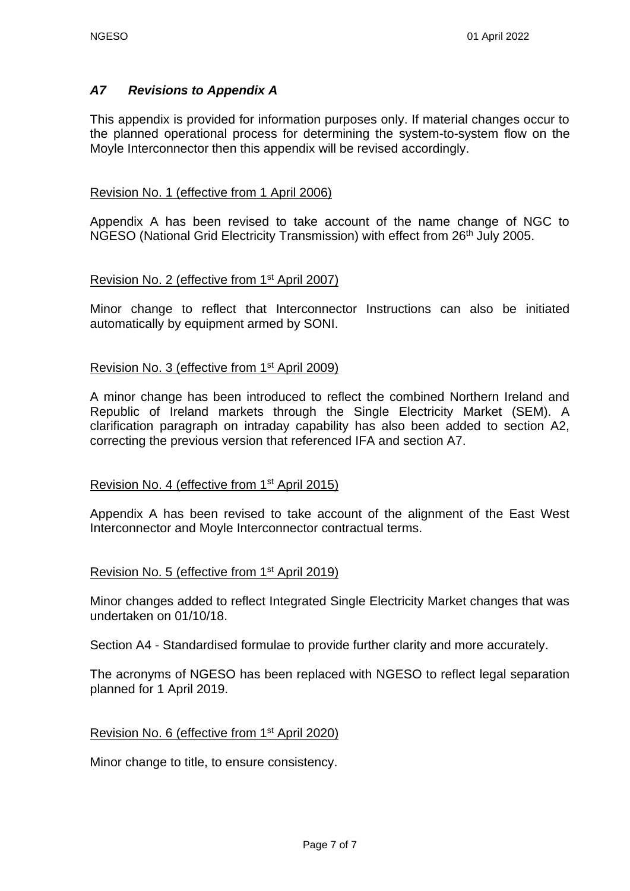## *A7 Revisions to Appendix A*

This appendix is provided for information purposes only. If material changes occur to the planned operational process for determining the system-to-system flow on the Moyle Interconnector then this appendix will be revised accordingly.

Revision No. 1 (effective from 1 April 2006)

Appendix A has been revised to take account of the name change of NGC to NGESO (National Grid Electricity Transmission) with effect from 26th July 2005.

Revision No. 2 (effective from 1st April 2007)

Minor change to reflect that Interconnector Instructions can also be initiated automatically by equipment armed by SONI.

Revision No. 3 (effective from 1st April 2009)

A minor change has been introduced to reflect the combined Northern Ireland and Republic of Ireland markets through the Single Electricity Market (SEM). A clarification paragraph on intraday capability has also been added to section A2, correcting the previous version that referenced IFA and section A7.

Revision No. 4 (effective from 1st April 2015)

Appendix A has been revised to take account of the alignment of the East West Interconnector and Moyle Interconnector contractual terms.

Revision No. 5 (effective from 1st April 2019)

Minor changes added to reflect Integrated Single Electricity Market changes that was undertaken on 01/10/18.

Section A4 - Standardised formulae to provide further clarity and more accurately.

The acronyms of NGESO has been replaced with NGESO to reflect legal separation planned for 1 April 2019.

Revision No. 6 (effective from 1st April 2020)

Minor change to title, to ensure consistency.